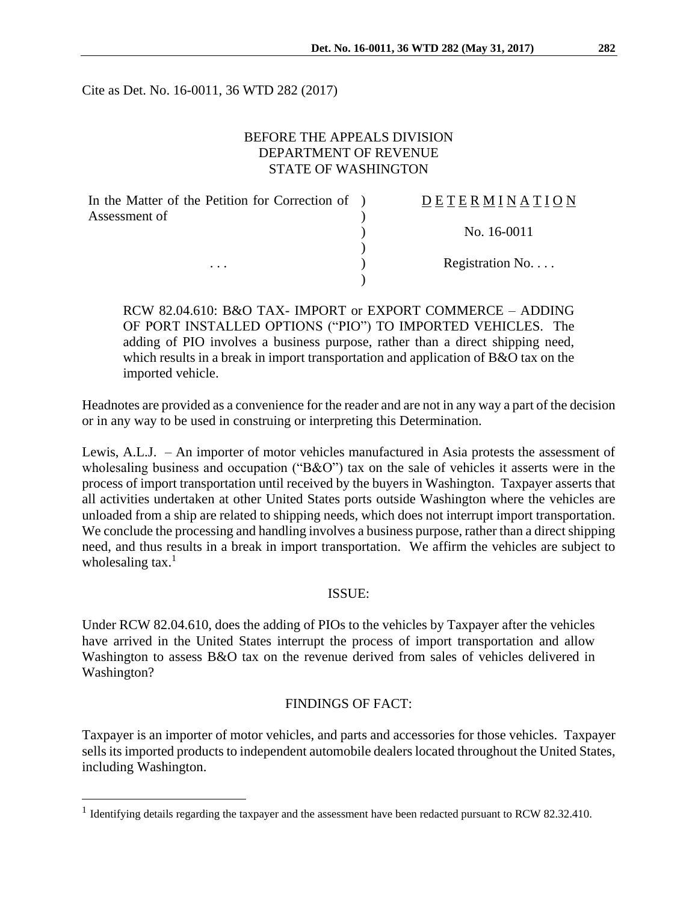Cite as Det. No. 16-0011, 36 WTD 282 (2017)

BEFORE THE APPEALS DIVISION
DEPARTMENT OF REVENUE
STATE OF WASHINGTON

| In the Matter of the Petition for Correction of Assessment of | ) | D E T E R M I N A T I O N |
|---|---|---|
| | ) | No. 16-0011 |
| . . . | ) | Registration No. . . . |

RCW 82.04.610: B&O TAX- IMPORT or EXPORT COMMERCE – ADDING OF PORT INSTALLED OPTIONS ("PIO") TO IMPORTED VEHICLES. The adding of PIO involves a business purpose, rather than a direct shipping need, which results in a break in import transportation and application of B&O tax on the imported vehicle.

Headnotes are provided as a convenience for the reader and are not in any way a part of the decision or in any way to be used in construing or interpreting this Determination.

Lewis, A.L.J. – An importer of motor vehicles manufactured in Asia protests the assessment of wholesaling business and occupation ("B&O") tax on the sale of vehicles it asserts were in the process of import transportation until received by the buyers in Washington. Taxpayer asserts that all activities undertaken at other United States ports outside Washington where the vehicles are unloaded from a ship are related to shipping needs, which does not interrupt import transportation. We conclude the processing and handling involves a business purpose, rather than a direct shipping need, and thus results in a break in import transportation. We affirm the vehicles are subject to wholesaling tax.[1]

## ISSUE:

Under RCW 82.04.610, does the adding of PIOs to the vehicles by Taxpayer after the vehicles have arrived in the United States interrupt the process of import transportation and allow Washington to assess B&O tax on the revenue derived from sales of vehicles delivered in Washington?

## FINDINGS OF FACT:

Taxpayer is an importer of motor vehicles, and parts and accessories for those vehicles. Taxpayer sells its imported products to independent automobile dealers located throughout the United States, including Washington.

[1] Identifying details regarding the taxpayer and the assessment have been redacted pursuant to RCW 82.32.410.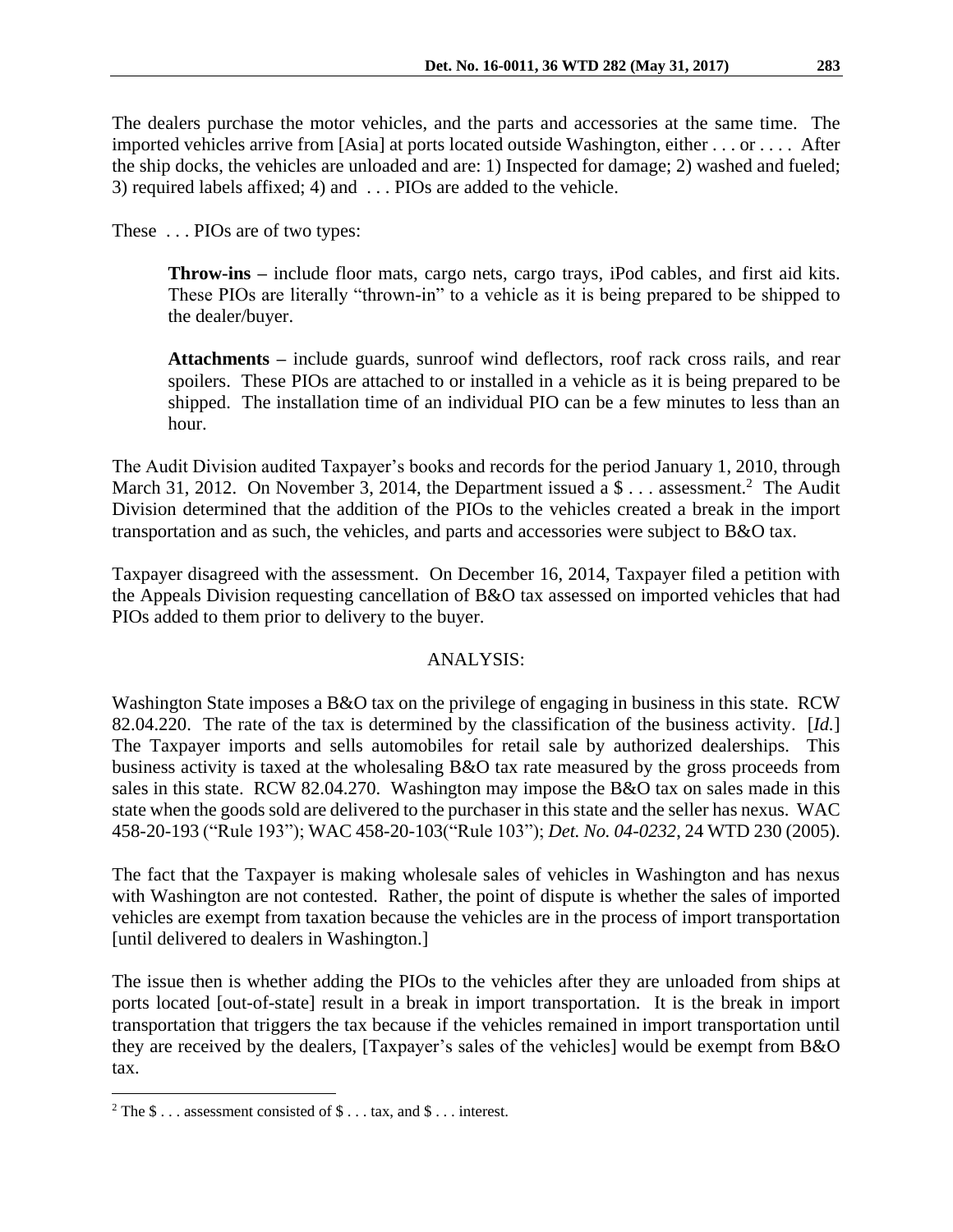The dealers purchase the motor vehicles, and the parts and accessories at the same time. The imported vehicles arrive from [Asia] at ports located outside Washington, either . . . or . . . . After the ship docks, the vehicles are unloaded and are: 1) Inspected for damage; 2) washed and fueled; 3) required labels affixed; 4) and . . . PIOs are added to the vehicle.

These . . . PIOs are of two types:

> **Throw-ins –** include floor mats, cargo nets, cargo trays, iPod cables, and first aid kits. These PIOs are literally "thrown-in" to a vehicle as it is being prepared to be shipped to the dealer/buyer.
>
> **Attachments –** include guards, sunroof wind deflectors, roof rack cross rails, and rear spoilers. These PIOs are attached to or installed in a vehicle as it is being prepared to be shipped. The installation time of an individual PIO can be a few minutes to less than an hour.

The Audit Division audited Taxpayer's books and records for the period January 1, 2010, through March 31, 2012. On November 3, 2014, the Department issued a $ . . . assessment.[2] The Audit Division determined that the addition of the PIOs to the vehicles created a break in the import transportation and as such, the vehicles, and parts and accessories were subject to B&O tax.

Taxpayer disagreed with the assessment. On December 16, 2014, Taxpayer filed a petition with the Appeals Division requesting cancellation of B&O tax assessed on imported vehicles that had PIOs added to them prior to delivery to the buyer.

## ANALYSIS:

Washington State imposes a B&O tax on the privilege of engaging in business in this state. RCW 82.04.220. The rate of the tax is determined by the classification of the business activity. [*Id.*] The Taxpayer imports and sells automobiles for retail sale by authorized dealerships. This business activity is taxed at the wholesaling B&O tax rate measured by the gross proceeds from sales in this state. RCW 82.04.270. Washington may impose the B&O tax on sales made in this state when the goods sold are delivered to the purchaser in this state and the seller has nexus. WAC 458-20-193 ("Rule 193"); WAC 458-20-103("Rule 103"); *Det. No. 04-0232*, 24 WTD 230 (2005).

The fact that the Taxpayer is making wholesale sales of vehicles in Washington and has nexus with Washington are not contested. Rather, the point of dispute is whether the sales of imported vehicles are exempt from taxation because the vehicles are in the process of import transportation [until delivered to dealers in Washington.]

The issue then is whether adding the PIOs to the vehicles after they are unloaded from ships at ports located [out-of-state] result in a break in import transportation. It is the break in import transportation that triggers the tax because if the vehicles remained in import transportation until they are received by the dealers, [Taxpayer's sales of the vehicles] would be exempt from B&O tax.

---

[2] The $ . . . assessment consisted of $ . . . tax, and $ . . . interest.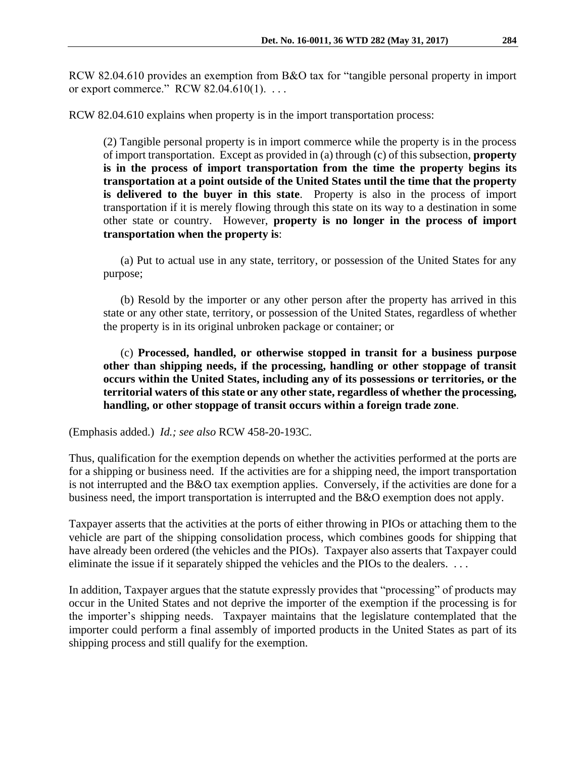RCW 82.04.610 provides an exemption from B&O tax for "tangible personal property in import or export commerce." RCW 82.04.610(1). . . .

RCW 82.04.610 explains when property is in the import transportation process:

> (2) Tangible personal property is in import commerce while the property is in the process of import transportation. Except as provided in (a) through (c) of this subsection, **property is in the process of import transportation from the time the property begins its transportation at a point outside of the United States until the time that the property is delivered to the buyer in this state**. Property is also in the process of import transportation if it is merely flowing through this state on its way to a destination in some other state or country. However, **property is no longer in the process of import transportation when the property is**:
>
> (a) Put to actual use in any state, territory, or possession of the United States for any purpose;
>
> (b) Resold by the importer or any other person after the property has arrived in this state or any other state, territory, or possession of the United States, regardless of whether the property is in its original unbroken package or container; or
>
> (c) **Processed, handled, or otherwise stopped in transit for a business purpose other than shipping needs, if the processing, handling or other stoppage of transit occurs within the United States, including any of its possessions or territories, or the territorial waters of this state or any other state, regardless of whether the processing, handling, or other stoppage of transit occurs within a foreign trade zone**.

(Emphasis added.) *Id.; see also* RCW 458-20-193C.

Thus, qualification for the exemption depends on whether the activities performed at the ports are for a shipping or business need. If the activities are for a shipping need, the import transportation is not interrupted and the B&O tax exemption applies. Conversely, if the activities are done for a business need, the import transportation is interrupted and the B&O exemption does not apply.

Taxpayer asserts that the activities at the ports of either throwing in PIOs or attaching them to the vehicle are part of the shipping consolidation process, which combines goods for shipping that have already been ordered (the vehicles and the PIOs). Taxpayer also asserts that Taxpayer could eliminate the issue if it separately shipped the vehicles and the PIOs to the dealers. . . .

In addition, Taxpayer argues that the statute expressly provides that "processing" of products may occur in the United States and not deprive the importer of the exemption if the processing is for the importer's shipping needs. Taxpayer maintains that the legislature contemplated that the importer could perform a final assembly of imported products in the United States as part of its shipping process and still qualify for the exemption.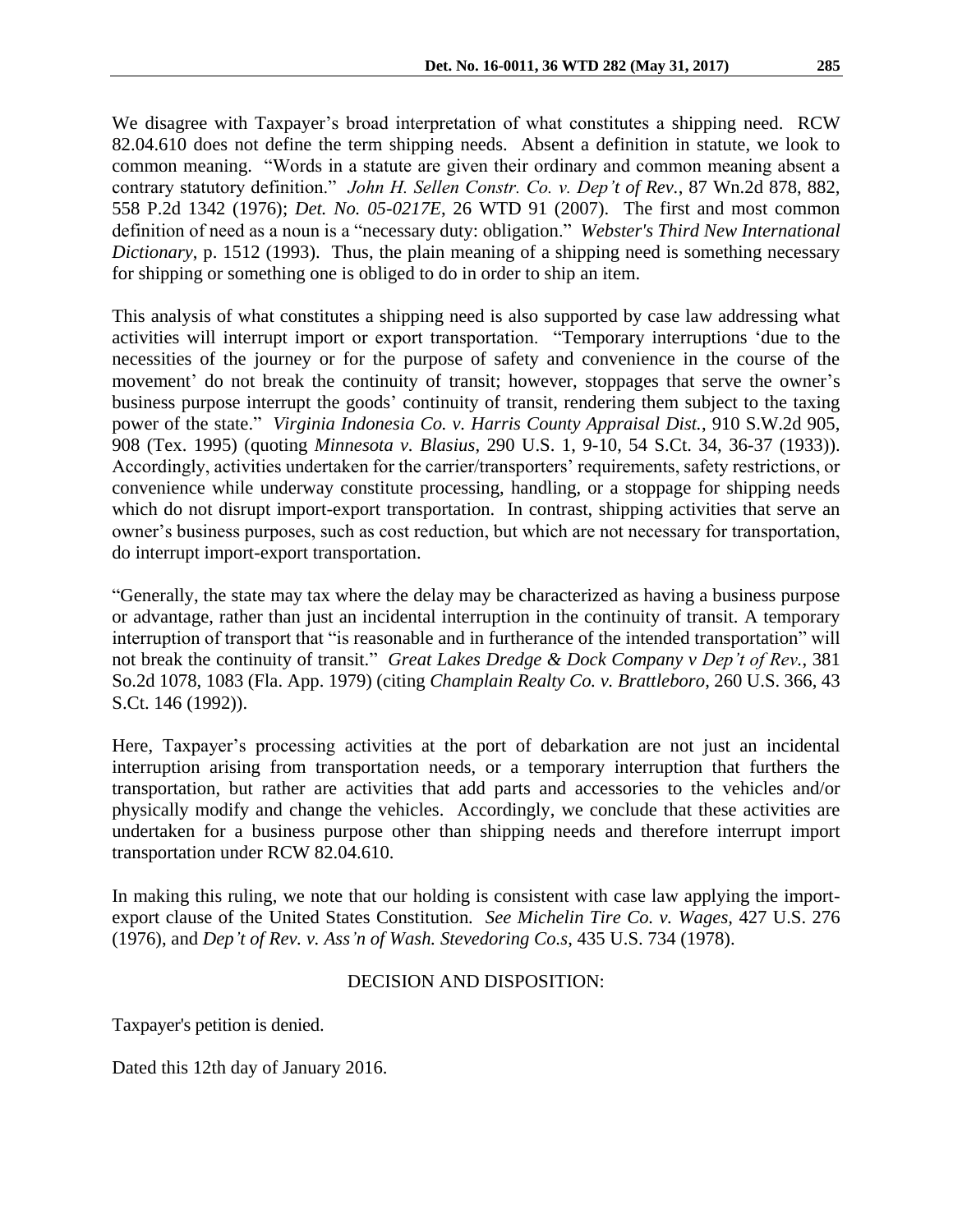We disagree with Taxpayer's broad interpretation of what constitutes a shipping need. RCW 82.04.610 does not define the term shipping needs. Absent a definition in statute, we look to common meaning. "Words in a statute are given their ordinary and common meaning absent a contrary statutory definition." *John H. Sellen Constr. Co. v. Dep't of Rev.*, 87 Wn.2d 878, 882, 558 P.2d 1342 (1976); *Det. No. 05-0217E*, 26 WTD 91 (2007). The first and most common definition of need as a noun is a "necessary duty: obligation." *Webster's Third New International Dictionary*, p. 1512 (1993). Thus, the plain meaning of a shipping need is something necessary for shipping or something one is obliged to do in order to ship an item.

This analysis of what constitutes a shipping need is also supported by case law addressing what activities will interrupt import or export transportation. "Temporary interruptions 'due to the necessities of the journey or for the purpose of safety and convenience in the course of the movement' do not break the continuity of transit; however, stoppages that serve the owner's business purpose interrupt the goods' continuity of transit, rendering them subject to the taxing power of the state." *Virginia Indonesia Co. v. Harris County Appraisal Dist.*, 910 S.W.2d 905, 908 (Tex. 1995) (quoting *Minnesota v. Blasius*, 290 U.S. 1, 9-10, 54 S.Ct. 34, 36-37 (1933)). Accordingly, activities undertaken for the carrier/transporters' requirements, safety restrictions, or convenience while underway constitute processing, handling, or a stoppage for shipping needs which do not disrupt import-export transportation. In contrast, shipping activities that serve an owner's business purposes, such as cost reduction, but which are not necessary for transportation, do interrupt import-export transportation.

"Generally, the state may tax where the delay may be characterized as having a business purpose or advantage, rather than just an incidental interruption in the continuity of transit. A temporary interruption of transport that "is reasonable and in furtherance of the intended transportation" will not break the continuity of transit." *Great Lakes Dredge & Dock Company v Dep't of Rev.*, 381 So.2d 1078, 1083 (Fla. App. 1979) (citing *Champlain Realty Co. v. Brattleboro*, 260 U.S. 366, 43 S.Ct. 146 (1992)).

Here, Taxpayer's processing activities at the port of debarkation are not just an incidental interruption arising from transportation needs, or a temporary interruption that furthers the transportation, but rather are activities that add parts and accessories to the vehicles and/or physically modify and change the vehicles. Accordingly, we conclude that these activities are undertaken for a business purpose other than shipping needs and therefore interrupt import transportation under RCW 82.04.610.

In making this ruling, we note that our holding is consistent with case law applying the import-export clause of the United States Constitution. *See Michelin Tire Co. v. Wages,* 427 U.S. 276 (1976), and *Dep't of Rev. v. Ass'n of Wash. Stevedoring Co.s*, 435 U.S. 734 (1978).

## DECISION AND DISPOSITION:

Taxpayer's petition is denied.

Dated this 12th day of January 2016.